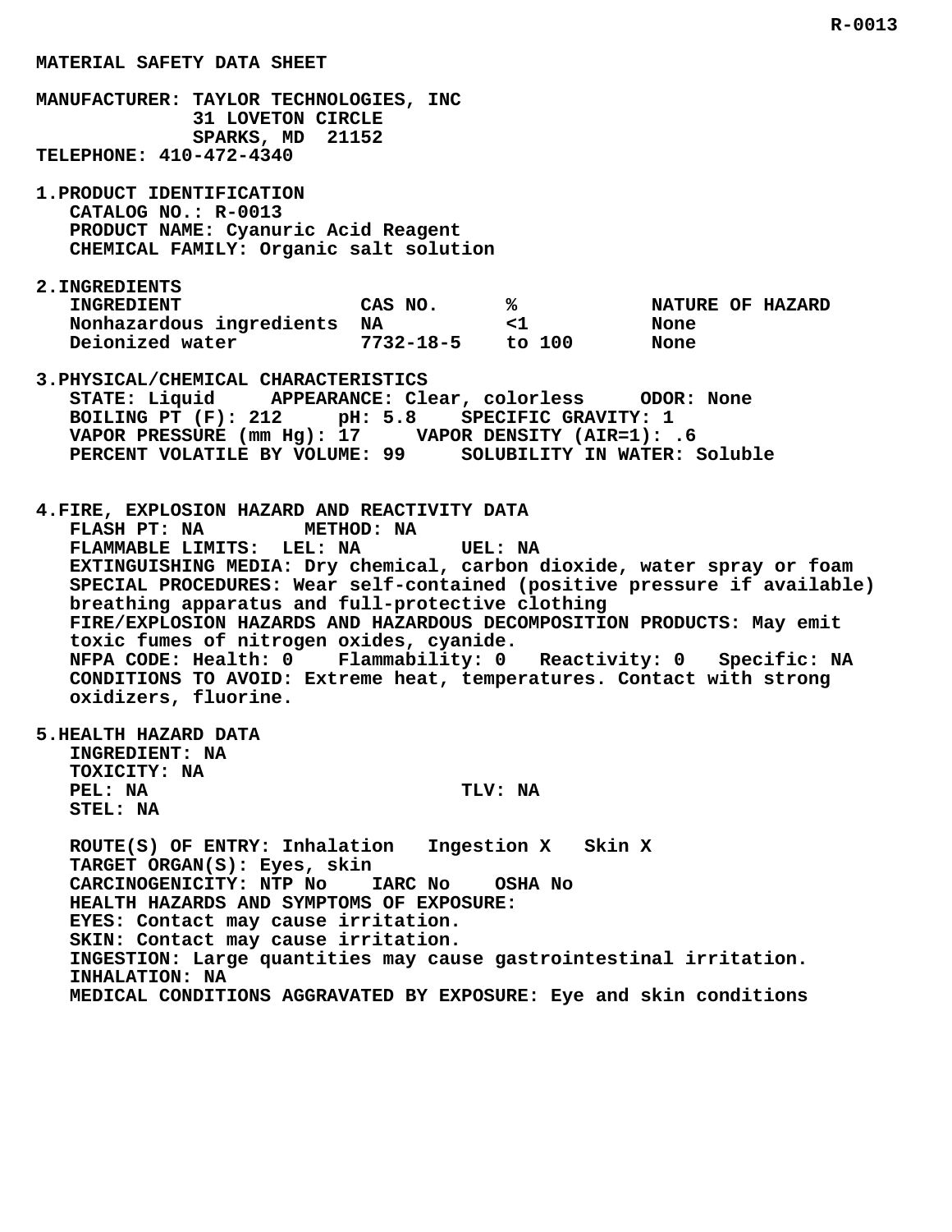# MATERIAL SAFETY DATA SHEET

**MANUFACTURER:** TAYLOR TECHNOLOGIES, INC
31 LOVETON CIRCLE
SPARKS, MD 21152
**TELEPHONE:** 410-472-4340

## 1. PRODUCT IDENTIFICATION

CATALOG NO.: R-0013
PRODUCT NAME: Cyanuric Acid Reagent
CHEMICAL FAMILY: Organic salt solution

## 2. INGREDIENTS

| INGREDIENT | CAS NO. | % | NATURE OF HAZARD |
|---|---|---|---|
| Nonhazardous ingredients | NA | <1 | None |
| Deionized water | 7732-18-5 | to 100 | None |

## 3. PHYSICAL/CHEMICAL CHARACTERISTICS

STATE: Liquid APPEARANCE: Clear, colorless ODOR: None
BOILING PT (F): 212 pH: 5.8 SPECIFIC GRAVITY: 1
VAPOR PRESSURE (mm Hg): 17 VAPOR DENSITY (AIR=1): .6
PERCENT VOLATILE BY VOLUME: 99 SOLUBILITY IN WATER: Soluble

## 4. FIRE, EXPLOSION HAZARD AND REACTIVITY DATA

FLASH PT: NA METHOD: NA
FLAMMABLE LIMITS: LEL: NA UEL: NA
EXTINGUISHING MEDIA: Dry chemical, carbon dioxide, water spray or foam
SPECIAL PROCEDURES: Wear self-contained (positive pressure if available) breathing apparatus and full-protective clothing
FIRE/EXPLOSION HAZARDS AND HAZARDOUS DECOMPOSITION PRODUCTS: May emit toxic fumes of nitrogen oxides, cyanide.
NFPA CODE: Health: 0 Flammability: 0 Reactivity: 0 Specific: NA
CONDITIONS TO AVOID: Extreme heat, temperatures. Contact with strong oxidizers, fluorine.

## 5. HEALTH HAZARD DATA

INGREDIENT: NA
TOXICITY: NA
PEL: NA TLV: NA
STEL: NA

ROUTE(S) OF ENTRY: Inhalation Ingestion X Skin X
TARGET ORGAN(S): Eyes, skin
CARCINOGENICITY: NTP No IARC No OSHA No
HEALTH HAZARDS AND SYMPTOMS OF EXPOSURE:
EYES: Contact may cause irritation.
SKIN: Contact may cause irritation.
INGESTION: Large quantities may cause gastrointestinal irritation.
INHALATION: NA
MEDICAL CONDITIONS AGGRAVATED BY EXPOSURE: Eye and skin conditions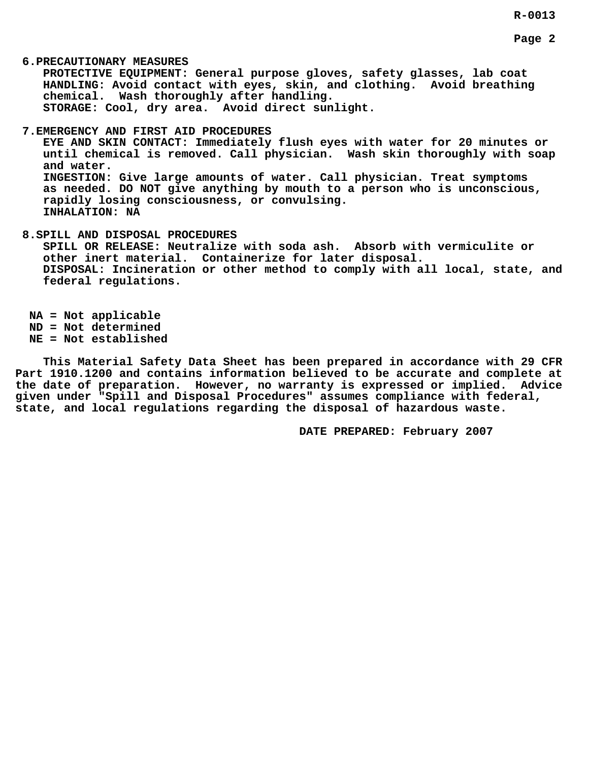## 6. PRECAUTIONARY MEASURES

**PROTECTIVE EQUIPMENT:** General purpose gloves, safety glasses, lab coat

**HANDLING:** Avoid contact with eyes, skin, and clothing. Avoid breathing chemical. Wash thoroughly after handling.

**STORAGE:** Cool, dry area. Avoid direct sunlight.

## 7. EMERGENCY AND FIRST AID PROCEDURES

**EYE AND SKIN CONTACT:** Immediately flush eyes with water for 20 minutes or until chemical is removed. Call physician. Wash skin thoroughly with soap and water.

**INGESTION:** Give large amounts of water. Call physician. Treat symptoms as needed. DO NOT give anything by mouth to a person who is unconscious, rapidly losing consciousness, or convulsing.

**INHALATION:** NA

## 8. SPILL AND DISPOSAL PROCEDURES

**SPILL OR RELEASE:** Neutralize with soda ash. Absorb with vermiculite or other inert material. Containerize for later disposal.

**DISPOSAL:** Incineration or other method to comply with all local, state, and federal regulations.

NA = Not applicable
ND = Not determined
NE = Not established

This Material Safety Data Sheet has been prepared in accordance with 29 CFR Part 1910.1200 and contains information believed to be accurate and complete at the date of preparation. However, no warranty is expressed or implied. Advice given under "Spill and Disposal Procedures" assumes compliance with federal, state, and local regulations regarding the disposal of hazardous waste.

DATE PREPARED: February 2007